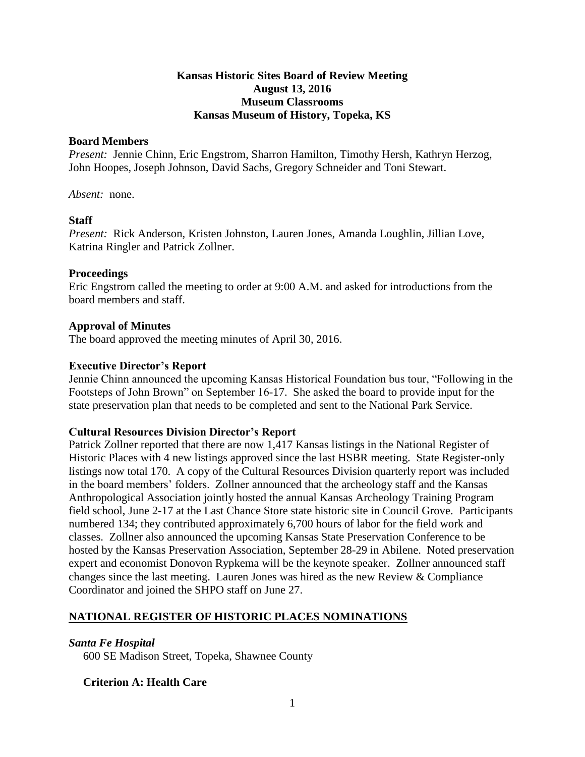# Kansas Historic Sites Board of Review Meeting
## August 13, 2016
## Museum Classrooms
## Kansas Museum of History, Topeka, KS

### Board Members

*Present:* Jennie Chinn, Eric Engstrom, Sharron Hamilton, Timothy Hersh, Kathryn Herzog, John Hoopes, Joseph Johnson, David Sachs, Gregory Schneider and Toni Stewart.

*Absent:* none.

### Staff

*Present:* Rick Anderson, Kristen Johnston, Lauren Jones, Amanda Loughlin, Jillian Love, Katrina Ringler and Patrick Zollner.

### Proceedings

Eric Engstrom called the meeting to order at 9:00 A.M. and asked for introductions from the board members and staff.

### Approval of Minutes

The board approved the meeting minutes of April 30, 2016.

### Executive Director's Report

Jennie Chinn announced the upcoming Kansas Historical Foundation bus tour, "Following in the Footsteps of John Brown" on September 16-17. She asked the board to provide input for the state preservation plan that needs to be completed and sent to the National Park Service.

### Cultural Resources Division Director's Report

Patrick Zollner reported that there are now 1,417 Kansas listings in the National Register of Historic Places with 4 new listings approved since the last HSBR meeting. State Register-only listings now total 170. A copy of the Cultural Resources Division quarterly report was included in the board members' folders. Zollner announced that the archeology staff and the Kansas Anthropological Association jointly hosted the annual Kansas Archeology Training Program field school, June 2-17 at the Last Chance Store state historic site in Council Grove. Participants numbered 134; they contributed approximately 6,700 hours of labor for the field work and classes. Zollner also announced the upcoming Kansas State Preservation Conference to be hosted by the Kansas Preservation Association, September 28-29 in Abilene. Noted preservation expert and economist Donovon Rypkema will be the keynote speaker. Zollner announced staff changes since the last meeting. Lauren Jones was hired as the new Review & Compliance Coordinator and joined the SHPO staff on June 27.

## NATIONAL REGISTER OF HISTORIC PLACES NOMINATIONS

### *Santa Fe Hospital*

600 SE Madison Street, Topeka, Shawnee County

**Criterion A: Health Care**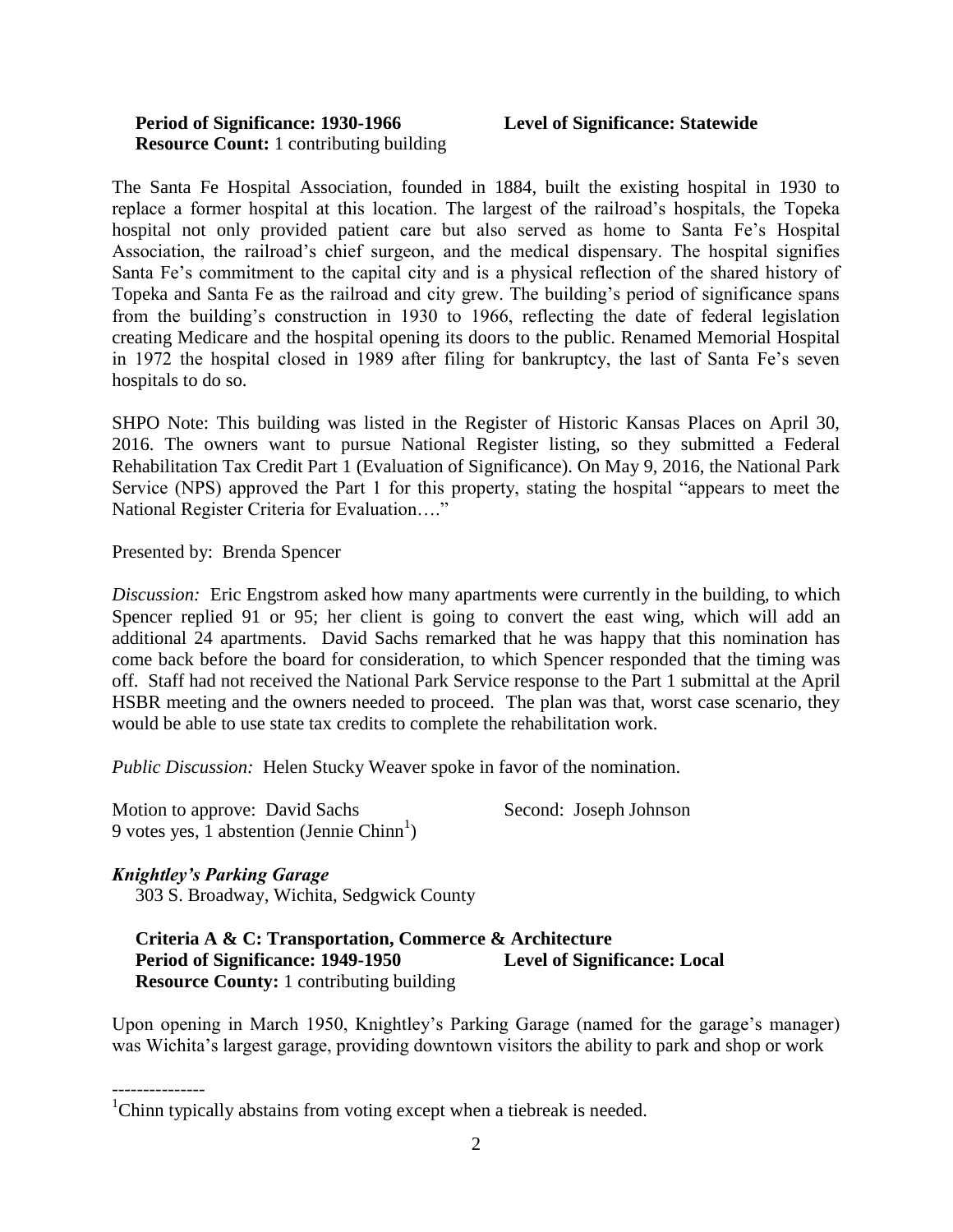**Period of Significance: 1930-1966** **Level of Significance: Statewide**
**Resource Count:** 1 contributing building

The Santa Fe Hospital Association, founded in 1884, built the existing hospital in 1930 to replace a former hospital at this location. The largest of the railroad's hospitals, the Topeka hospital not only provided patient care but also served as home to Santa Fe's Hospital Association, the railroad's chief surgeon, and the medical dispensary. The hospital signifies Santa Fe's commitment to the capital city and is a physical reflection of the shared history of Topeka and Santa Fe as the railroad and city grew. The building's period of significance spans from the building's construction in 1930 to 1966, reflecting the date of federal legislation creating Medicare and the hospital opening its doors to the public. Renamed Memorial Hospital in 1972 the hospital closed in 1989 after filing for bankruptcy, the last of Santa Fe's seven hospitals to do so.

SHPO Note: This building was listed in the Register of Historic Kansas Places on April 30, 2016. The owners want to pursue National Register listing, so they submitted a Federal Rehabilitation Tax Credit Part 1 (Evaluation of Significance). On May 9, 2016, the National Park Service (NPS) approved the Part 1 for this property, stating the hospital "appears to meet the National Register Criteria for Evaluation…."

Presented by: Brenda Spencer

*Discussion:* Eric Engstrom asked how many apartments were currently in the building, to which Spencer replied 91 or 95; her client is going to convert the east wing, which will add an additional 24 apartments. David Sachs remarked that he was happy that this nomination has come back before the board for consideration, to which Spencer responded that the timing was off. Staff had not received the National Park Service response to the Part 1 submittal at the April HSBR meeting and the owners needed to proceed. The plan was that, worst case scenario, they would be able to use state tax credits to complete the rehabilitation work.

*Public Discussion:* Helen Stucky Weaver spoke in favor of the nomination.

Motion to approve: David Sachs Second: Joseph Johnson
9 votes yes, 1 abstention (Jennie Chinn[1])

***Knightley's Parking Garage***
303 S. Broadway, Wichita, Sedgwick County

**Criteria A & C: Transportation, Commerce & Architecture**
**Period of Significance: 1949-1950** **Level of Significance: Local**
**Resource County:** 1 contributing building

Upon opening in March 1950, Knightley's Parking Garage (named for the garage's manager) was Wichita's largest garage, providing downtown visitors the ability to park and shop or work

---------------
[1]Chinn typically abstains from voting except when a tiebreak is needed.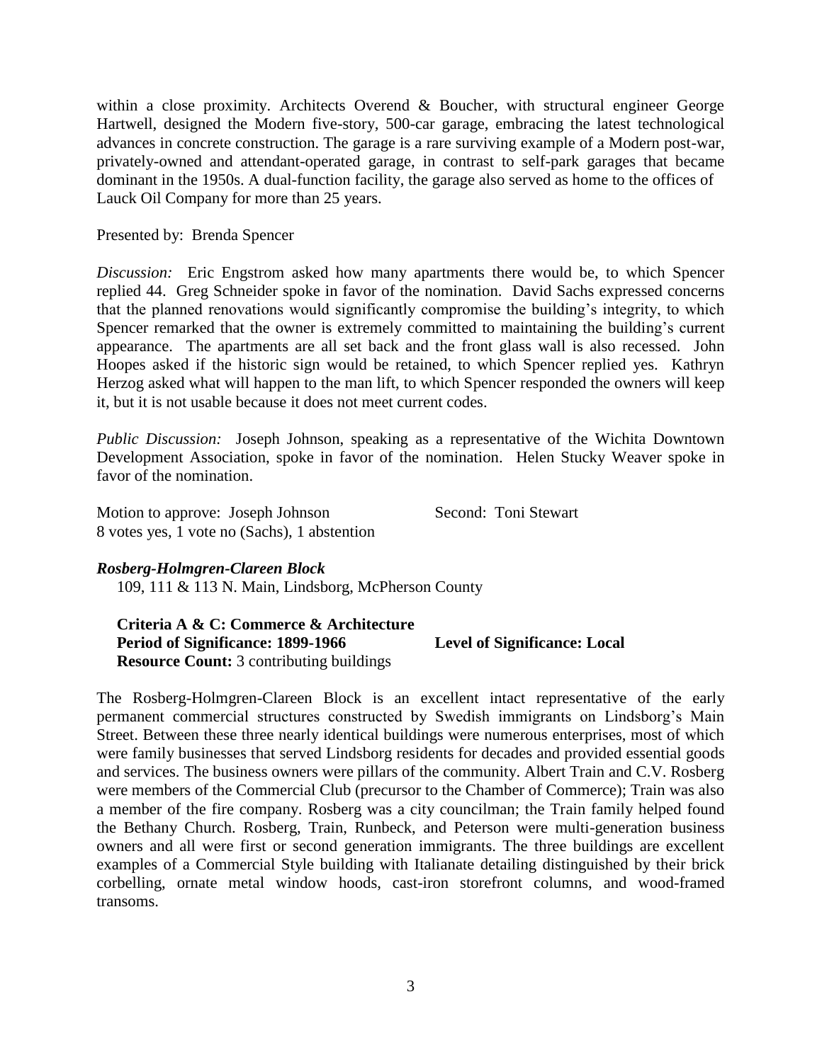within a close proximity. Architects Overend & Boucher, with structural engineer George Hartwell, designed the Modern five-story, 500-car garage, embracing the latest technological advances in concrete construction. The garage is a rare surviving example of a Modern post-war, privately-owned and attendant-operated garage, in contrast to self-park garages that became dominant in the 1950s. A dual-function facility, the garage also served as home to the offices of Lauck Oil Company for more than 25 years.

Presented by: Brenda Spencer

*Discussion:* Eric Engstrom asked how many apartments there would be, to which Spencer replied 44. Greg Schneider spoke in favor of the nomination. David Sachs expressed concerns that the planned renovations would significantly compromise the building's integrity, to which Spencer remarked that the owner is extremely committed to maintaining the building's current appearance. The apartments are all set back and the front glass wall is also recessed. John Hoopes asked if the historic sign would be retained, to which Spencer replied yes. Kathryn Herzog asked what will happen to the man lift, to which Spencer responded the owners will keep it, but it is not usable because it does not meet current codes.

*Public Discussion:* Joseph Johnson, speaking as a representative of the Wichita Downtown Development Association, spoke in favor of the nomination. Helen Stucky Weaver spoke in favor of the nomination.

Motion to approve: Joseph Johnson Second: Toni Stewart
8 votes yes, 1 vote no (Sachs), 1 abstention

***Rosberg-Holmgren-Clareen Block***
109, 111 & 113 N. Main, Lindsborg, McPherson County

**Criteria A & C: Commerce & Architecture**
**Period of Significance: 1899-1966** **Level of Significance: Local**
**Resource Count:** 3 contributing buildings

The Rosberg-Holmgren-Clareen Block is an excellent intact representative of the early permanent commercial structures constructed by Swedish immigrants on Lindsborg's Main Street. Between these three nearly identical buildings were numerous enterprises, most of which were family businesses that served Lindsborg residents for decades and provided essential goods and services. The business owners were pillars of the community. Albert Train and C.V. Rosberg were members of the Commercial Club (precursor to the Chamber of Commerce); Train was also a member of the fire company. Rosberg was a city councilman; the Train family helped found the Bethany Church. Rosberg, Train, Runbeck, and Peterson were multi-generation business owners and all were first or second generation immigrants. The three buildings are excellent examples of a Commercial Style building with Italianate detailing distinguished by their brick corbelling, ornate metal window hoods, cast-iron storefront columns, and wood-framed transoms.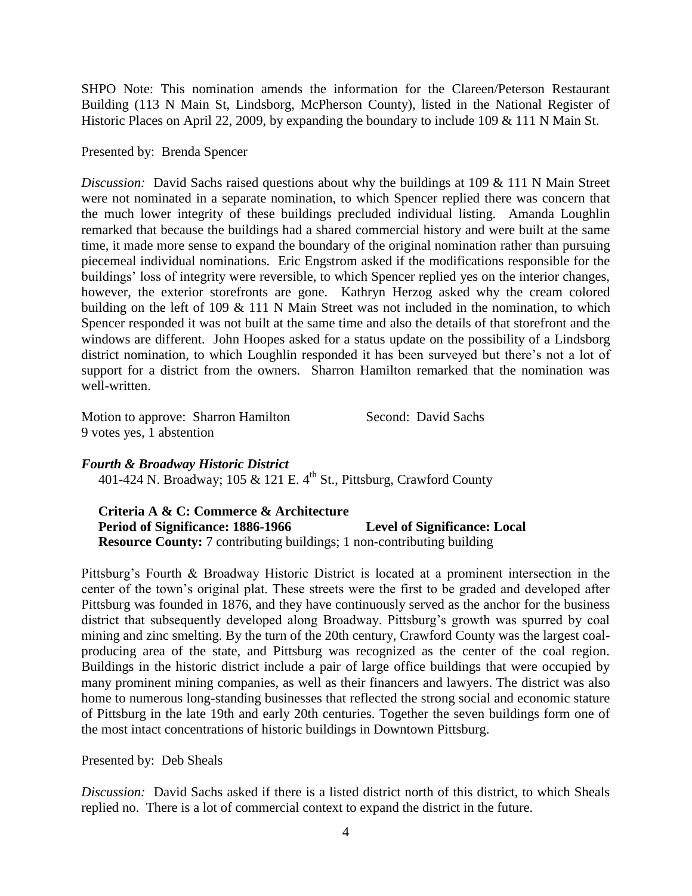SHPO Note: This nomination amends the information for the Clareen/Peterson Restaurant Building (113 N Main St, Lindsborg, McPherson County), listed in the National Register of Historic Places on April 22, 2009, by expanding the boundary to include 109 & 111 N Main St.

Presented by: Brenda Spencer

*Discussion:* David Sachs raised questions about why the buildings at 109 & 111 N Main Street were not nominated in a separate nomination, to which Spencer replied there was concern that the much lower integrity of these buildings precluded individual listing. Amanda Loughlin remarked that because the buildings had a shared commercial history and were built at the same time, it made more sense to expand the boundary of the original nomination rather than pursuing piecemeal individual nominations. Eric Engstrom asked if the modifications responsible for the buildings' loss of integrity were reversible, to which Spencer replied yes on the interior changes, however, the exterior storefronts are gone. Kathryn Herzog asked why the cream colored building on the left of 109 & 111 N Main Street was not included in the nomination, to which Spencer responded it was not built at the same time and also the details of that storefront and the windows are different. John Hoopes asked for a status update on the possibility of a Lindsborg district nomination, to which Loughlin responded it has been surveyed but there's not a lot of support for a district from the owners. Sharron Hamilton remarked that the nomination was well-written.

Motion to approve: Sharron Hamilton    Second: David Sachs
9 votes yes, 1 abstention

***Fourth & Broadway Historic District***
401-424 N. Broadway; 105 & 121 E. 4th St., Pittsburg, Crawford County

**Criteria A & C: Commerce & Architecture**
**Period of Significance: 1886-1966    Level of Significance: Local**
**Resource County:** 7 contributing buildings; 1 non-contributing building

Pittsburg's Fourth & Broadway Historic District is located at a prominent intersection in the center of the town's original plat. These streets were the first to be graded and developed after Pittsburg was founded in 1876, and they have continuously served as the anchor for the business district that subsequently developed along Broadway. Pittsburg's growth was spurred by coal mining and zinc smelting. By the turn of the 20th century, Crawford County was the largest coal-producing area of the state, and Pittsburg was recognized as the center of the coal region. Buildings in the historic district include a pair of large office buildings that were occupied by many prominent mining companies, as well as their financers and lawyers. The district was also home to numerous long-standing businesses that reflected the strong social and economic stature of Pittsburg in the late 19th and early 20th centuries. Together the seven buildings form one of the most intact concentrations of historic buildings in Downtown Pittsburg.

Presented by: Deb Sheals

*Discussion:* David Sachs asked if there is a listed district north of this district, to which Sheals replied no. There is a lot of commercial context to expand the district in the future.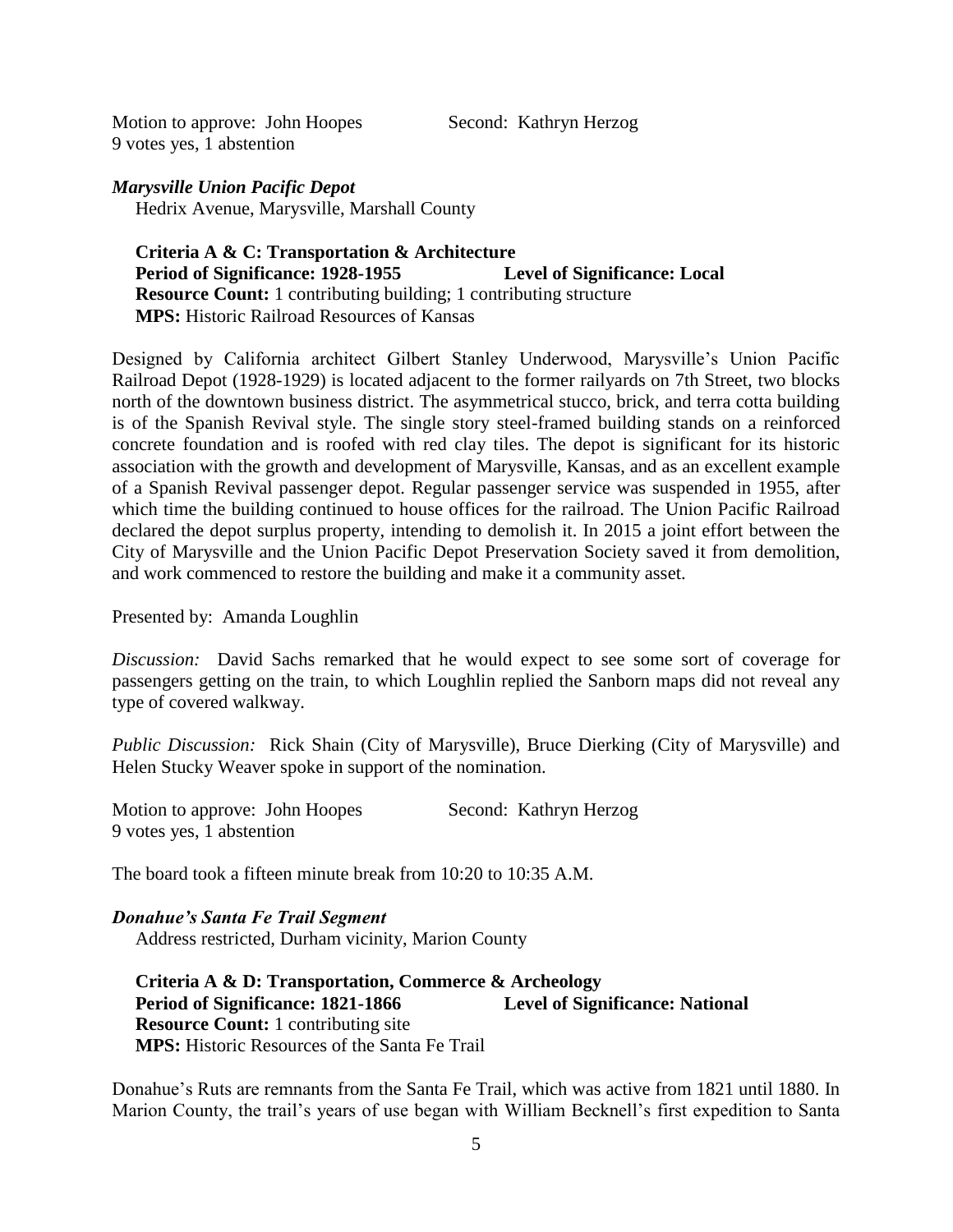Motion to approve: John Hoopes Second: Kathryn Herzog
9 votes yes, 1 abstention

***Marysville Union Pacific Depot***
Hedrix Avenue, Marysville, Marshall County

**Criteria A & C: Transportation & Architecture**
**Period of Significance: 1928-1955** **Level of Significance: Local**
**Resource Count:** 1 contributing building; 1 contributing structure
**MPS:** Historic Railroad Resources of Kansas

Designed by California architect Gilbert Stanley Underwood, Marysville's Union Pacific Railroad Depot (1928-1929) is located adjacent to the former railyards on 7th Street, two blocks north of the downtown business district. The asymmetrical stucco, brick, and terra cotta building is of the Spanish Revival style. The single story steel-framed building stands on a reinforced concrete foundation and is roofed with red clay tiles. The depot is significant for its historic association with the growth and development of Marysville, Kansas, and as an excellent example of a Spanish Revival passenger depot. Regular passenger service was suspended in 1955, after which time the building continued to house offices for the railroad. The Union Pacific Railroad declared the depot surplus property, intending to demolish it. In 2015 a joint effort between the City of Marysville and the Union Pacific Depot Preservation Society saved it from demolition, and work commenced to restore the building and make it a community asset.

Presented by: Amanda Loughlin

*Discussion:* David Sachs remarked that he would expect to see some sort of coverage for passengers getting on the train, to which Loughlin replied the Sanborn maps did not reveal any type of covered walkway.

*Public Discussion:* Rick Shain (City of Marysville), Bruce Dierking (City of Marysville) and Helen Stucky Weaver spoke in support of the nomination.

Motion to approve: John Hoopes Second: Kathryn Herzog
9 votes yes, 1 abstention

The board took a fifteen minute break from 10:20 to 10:35 A.M.

***Donahue's Santa Fe Trail Segment***
Address restricted, Durham vicinity, Marion County

**Criteria A & D: Transportation, Commerce & Archeology**
**Period of Significance: 1821-1866** **Level of Significance: National**
**Resource Count:** 1 contributing site
**MPS:** Historic Resources of the Santa Fe Trail

Donahue's Ruts are remnants from the Santa Fe Trail, which was active from 1821 until 1880. In Marion County, the trail's years of use began with William Becknell's first expedition to Santa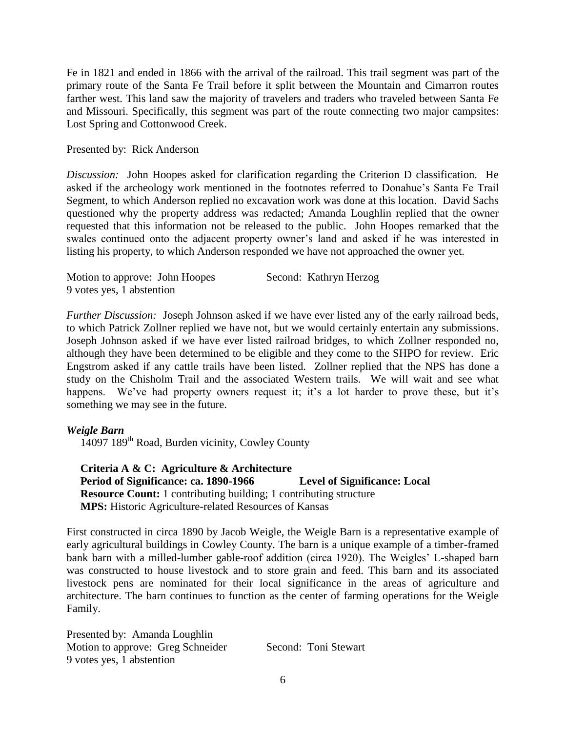Fe in 1821 and ended in 1866 with the arrival of the railroad. This trail segment was part of the primary route of the Santa Fe Trail before it split between the Mountain and Cimarron routes farther west. This land saw the majority of travelers and traders who traveled between Santa Fe and Missouri. Specifically, this segment was part of the route connecting two major campsites: Lost Spring and Cottonwood Creek.

Presented by: Rick Anderson

*Discussion:* John Hoopes asked for clarification regarding the Criterion D classification. He asked if the archeology work mentioned in the footnotes referred to Donahue's Santa Fe Trail Segment, to which Anderson replied no excavation work was done at this location. David Sachs questioned why the property address was redacted; Amanda Loughlin replied that the owner requested that this information not be released to the public. John Hoopes remarked that the swales continued onto the adjacent property owner's land and asked if he was interested in listing his property, to which Anderson responded we have not approached the owner yet.

Motion to approve: John Hoopes Second: Kathryn Herzog
9 votes yes, 1 abstention

*Further Discussion:* Joseph Johnson asked if we have ever listed any of the early railroad beds, to which Patrick Zollner replied we have not, but we would certainly entertain any submissions. Joseph Johnson asked if we have ever listed railroad bridges, to which Zollner responded no, although they have been determined to be eligible and they come to the SHPO for review. Eric Engstrom asked if any cattle trails have been listed. Zollner replied that the NPS has done a study on the Chisholm Trail and the associated Western trails. We will wait and see what happens. We've had property owners request it; it's a lot harder to prove these, but it's something we may see in the future.

***Weigle Barn***
14097 189th Road, Burden vicinity, Cowley County

**Criteria A & C: Agriculture & Architecture**
**Period of Significance: ca. 1890-1966** **Level of Significance: Local**
**Resource Count:** 1 contributing building; 1 contributing structure
**MPS:** Historic Agriculture-related Resources of Kansas

First constructed in circa 1890 by Jacob Weigle, the Weigle Barn is a representative example of early agricultural buildings in Cowley County. The barn is a unique example of a timber-framed bank barn with a milled-lumber gable-roof addition (circa 1920). The Weigles' L-shaped barn was constructed to house livestock and to store grain and feed. This barn and its associated livestock pens are nominated for their local significance in the areas of agriculture and architecture. The barn continues to function as the center of farming operations for the Weigle Family.

Presented by: Amanda Loughlin
Motion to approve: Greg Schneider Second: Toni Stewart
9 votes yes, 1 abstention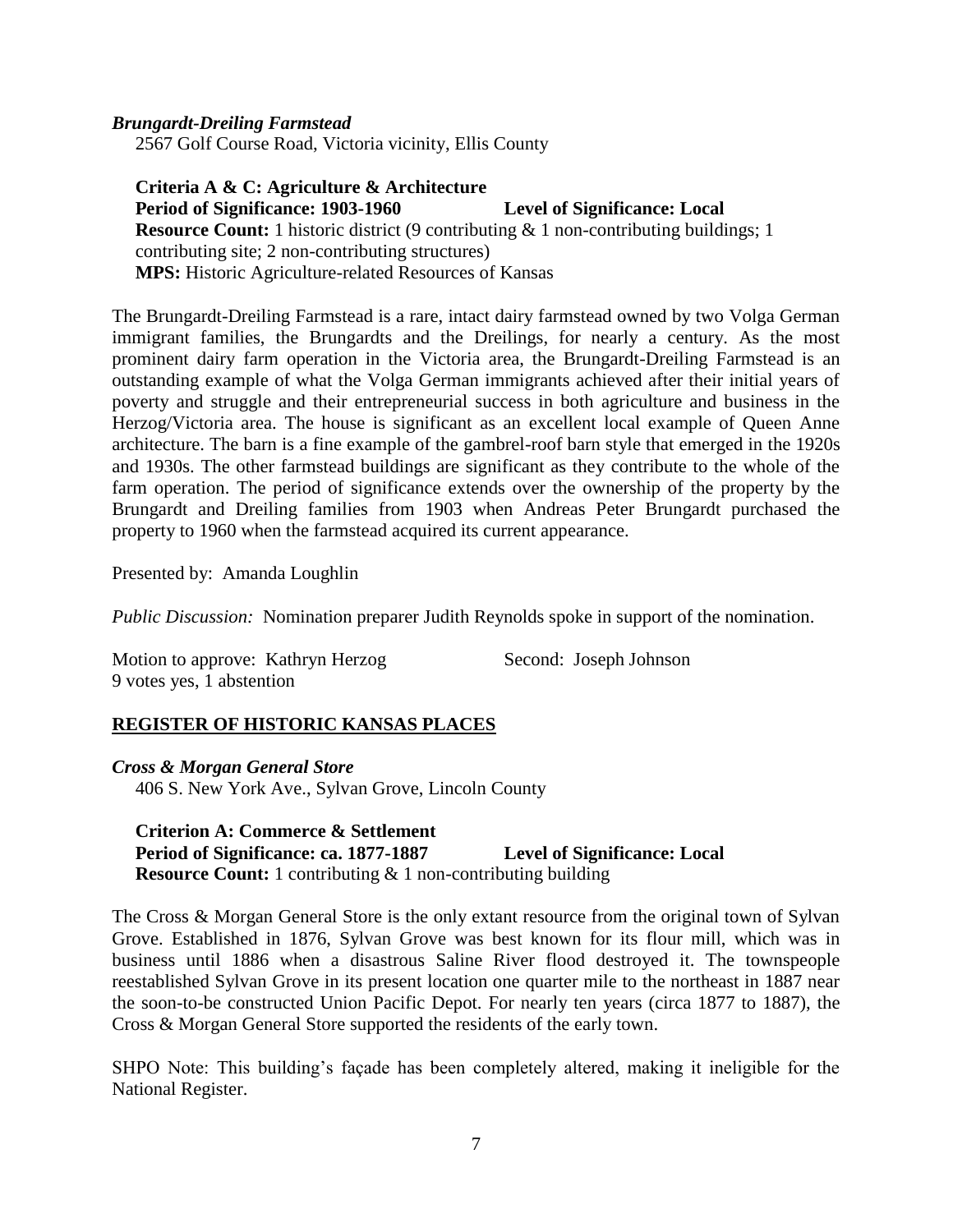***Brungardt-Dreiling Farmstead***

2567 Golf Course Road, Victoria vicinity, Ellis County

**Criteria A & C: Agriculture & Architecture**
**Period of Significance: 1903-1960** **Level of Significance: Local**
**Resource Count:** 1 historic district (9 contributing & 1 non-contributing buildings; 1 contributing site; 2 non-contributing structures)
**MPS:** Historic Agriculture-related Resources of Kansas

The Brungardt-Dreiling Farmstead is a rare, intact dairy farmstead owned by two Volga German immigrant families, the Brungardts and the Dreilings, for nearly a century. As the most prominent dairy farm operation in the Victoria area, the Brungardt-Dreiling Farmstead is an outstanding example of what the Volga German immigrants achieved after their initial years of poverty and struggle and their entrepreneurial success in both agriculture and business in the Herzog/Victoria area. The house is significant as an excellent local example of Queen Anne architecture. The barn is a fine example of the gambrel-roof barn style that emerged in the 1920s and 1930s. The other farmstead buildings are significant as they contribute to the whole of the farm operation. The period of significance extends over the ownership of the property by the Brungardt and Dreiling families from 1903 when Andreas Peter Brungardt purchased the property to 1960 when the farmstead acquired its current appearance.

Presented by: Amanda Loughlin

*Public Discussion:* Nomination preparer Judith Reynolds spoke in support of the nomination.

Motion to approve: Kathryn Herzog Second: Joseph Johnson
9 votes yes, 1 abstention

## REGISTER OF HISTORIC KANSAS PLACES

***Cross & Morgan General Store***

406 S. New York Ave., Sylvan Grove, Lincoln County

**Criterion A: Commerce & Settlement**
**Period of Significance: ca. 1877-1887** **Level of Significance: Local**
**Resource Count:** 1 contributing & 1 non-contributing building

The Cross & Morgan General Store is the only extant resource from the original town of Sylvan Grove. Established in 1876, Sylvan Grove was best known for its flour mill, which was in business until 1886 when a disastrous Saline River flood destroyed it. The townspeople reestablished Sylvan Grove in its present location one quarter mile to the northeast in 1887 near the soon-to-be constructed Union Pacific Depot. For nearly ten years (circa 1877 to 1887), the Cross & Morgan General Store supported the residents of the early town.

SHPO Note: This building's façade has been completely altered, making it ineligible for the National Register.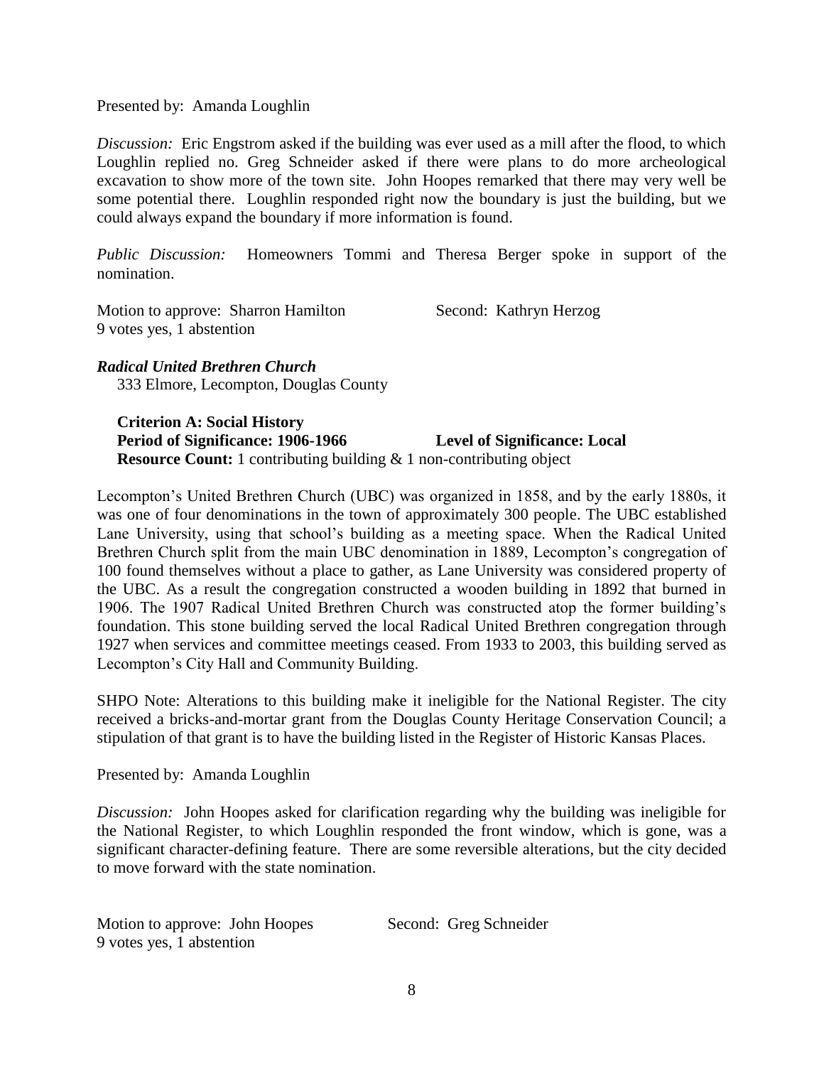Presented by: Amanda Loughlin

*Discussion:* Eric Engstrom asked if the building was ever used as a mill after the flood, to which Loughlin replied no. Greg Schneider asked if there were plans to do more archeological excavation to show more of the town site. John Hoopes remarked that there may very well be some potential there. Loughlin responded right now the boundary is just the building, but we could always expand the boundary if more information is found.

*Public Discussion:* Homeowners Tommi and Theresa Berger spoke in support of the nomination.

Motion to approve: Sharron Hamilton Second: Kathryn Herzog
9 votes yes, 1 abstention

***Radical United Brethren Church***
333 Elmore, Lecompton, Douglas County

**Criterion A: Social History**
**Period of Significance: 1906-1966** **Level of Significance: Local**
**Resource Count:** 1 contributing building & 1 non-contributing object

Lecompton's United Brethren Church (UBC) was organized in 1858, and by the early 1880s, it was one of four denominations in the town of approximately 300 people. The UBC established Lane University, using that school's building as a meeting space. When the Radical United Brethren Church split from the main UBC denomination in 1889, Lecompton's congregation of 100 found themselves without a place to gather, as Lane University was considered property of the UBC. As a result the congregation constructed a wooden building in 1892 that burned in 1906. The 1907 Radical United Brethren Church was constructed atop the former building's foundation. This stone building served the local Radical United Brethren congregation through 1927 when services and committee meetings ceased. From 1933 to 2003, this building served as Lecompton's City Hall and Community Building.

SHPO Note: Alterations to this building make it ineligible for the National Register. The city received a bricks-and-mortar grant from the Douglas County Heritage Conservation Council; a stipulation of that grant is to have the building listed in the Register of Historic Kansas Places.

Presented by: Amanda Loughlin

*Discussion:* John Hoopes asked for clarification regarding why the building was ineligible for the National Register, to which Loughlin responded the front window, which is gone, was a significant character-defining feature. There are some reversible alterations, but the city decided to move forward with the state nomination.

Motion to approve: John Hoopes Second: Greg Schneider
9 votes yes, 1 abstention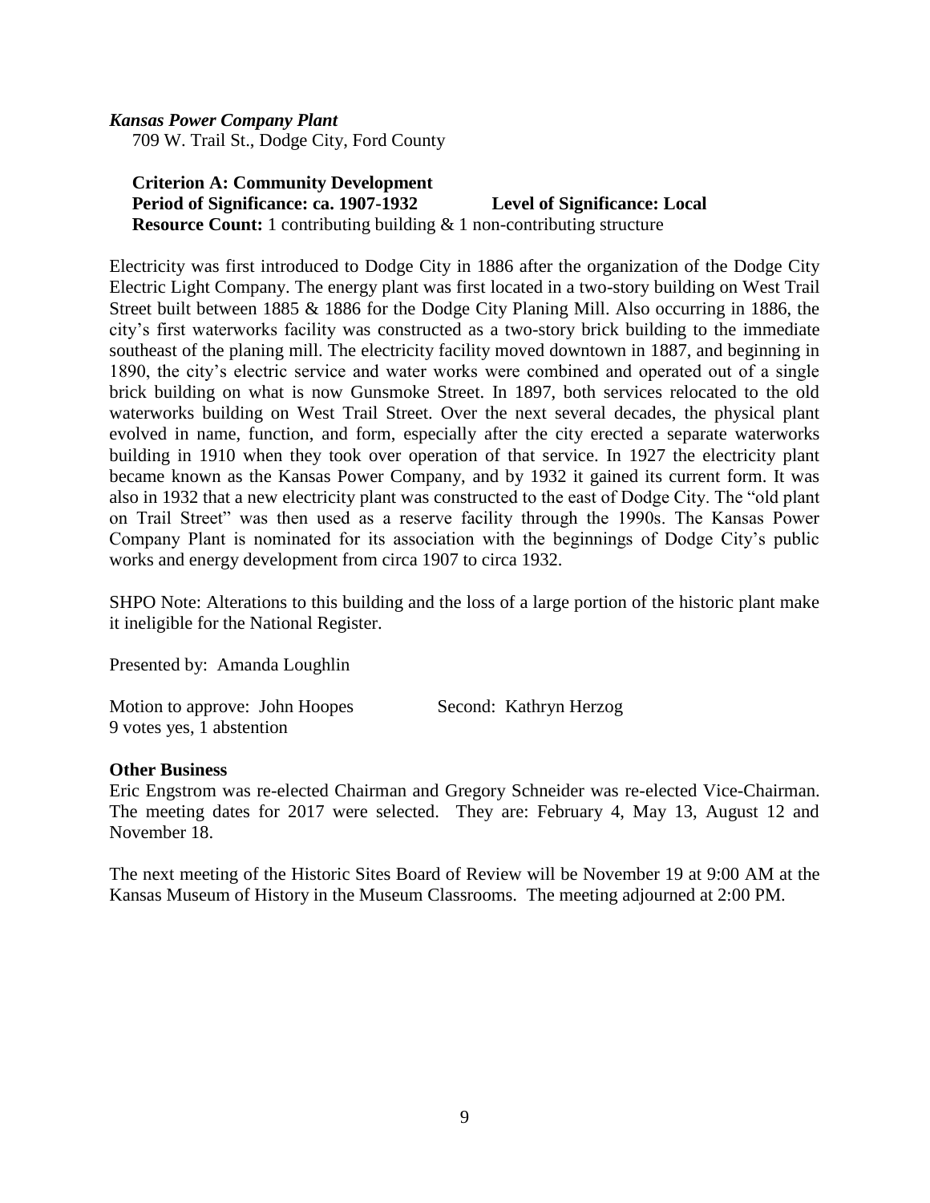***Kansas Power Company Plant***
709 W. Trail St., Dodge City, Ford County

**Criterion A: Community Development**
**Period of Significance: ca. 1907-1932** **Level of Significance: Local**
**Resource Count:** 1 contributing building & 1 non-contributing structure

Electricity was first introduced to Dodge City in 1886 after the organization of the Dodge City Electric Light Company. The energy plant was first located in a two-story building on West Trail Street built between 1885 & 1886 for the Dodge City Planing Mill. Also occurring in 1886, the city's first waterworks facility was constructed as a two-story brick building to the immediate southeast of the planing mill. The electricity facility moved downtown in 1887, and beginning in 1890, the city's electric service and water works were combined and operated out of a single brick building on what is now Gunsmoke Street. In 1897, both services relocated to the old waterworks building on West Trail Street. Over the next several decades, the physical plant evolved in name, function, and form, especially after the city erected a separate waterworks building in 1910 when they took over operation of that service. In 1927 the electricity plant became known as the Kansas Power Company, and by 1932 it gained its current form. It was also in 1932 that a new electricity plant was constructed to the east of Dodge City. The "old plant on Trail Street" was then used as a reserve facility through the 1990s. The Kansas Power Company Plant is nominated for its association with the beginnings of Dodge City's public works and energy development from circa 1907 to circa 1932.

SHPO Note: Alterations to this building and the loss of a large portion of the historic plant make it ineligible for the National Register.

Presented by: Amanda Loughlin

Motion to approve: John Hoopes Second: Kathryn Herzog
9 votes yes, 1 abstention

**Other Business**
Eric Engstrom was re-elected Chairman and Gregory Schneider was re-elected Vice-Chairman. The meeting dates for 2017 were selected. They are: February 4, May 13, August 12 and November 18.

The next meeting of the Historic Sites Board of Review will be November 19 at 9:00 AM at the Kansas Museum of History in the Museum Classrooms. The meeting adjourned at 2:00 PM.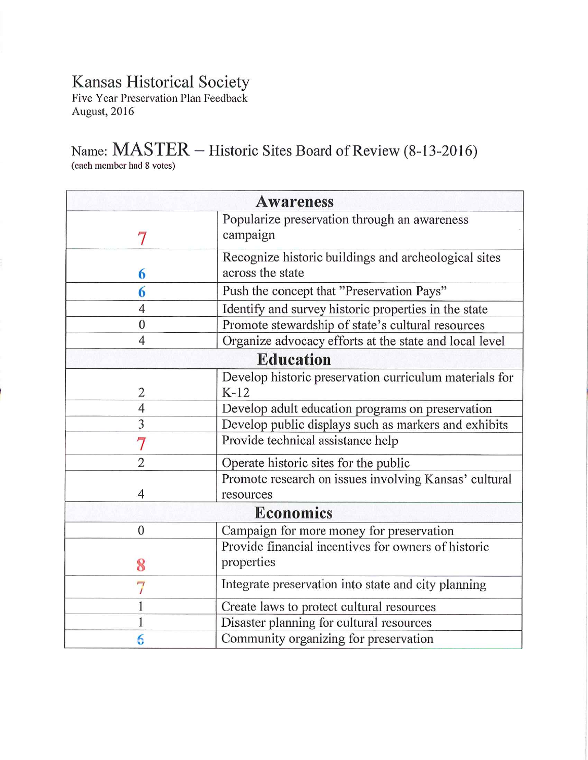# Kansas Historical Society

Five Year Preservation Plan Feedback
August, 2016

Name: MASTER – Historic Sites Board of Review (8-13-2016)
(each member had 8 votes)

| | |
|---|---|
| **Awareness** | |
| 7 | Popularize preservation through an awareness campaign |
| 6 | Recognize historic buildings and archeological sites across the state |
| 6 | Push the concept that "Preservation Pays" |
| 4 | Identify and survey historic properties in the state |
| 0 | Promote stewardship of state's cultural resources |
| 4 | Organize advocacy efforts at the state and local level |
| **Education** | |
| 2 | Develop historic preservation curriculum materials for K-12 |
| 4 | Develop adult education programs on preservation |
| 3 | Develop public displays such as markers and exhibits |
| 7 | Provide technical assistance help |
| 2 | Operate historic sites for the public |
| 4 | Promote research on issues involving Kansas' cultural resources |
| **Economics** | |
| 0 | Campaign for more money for preservation |
| 8 | Provide financial incentives for owners of historic properties |
| 7 | Integrate preservation into state and city planning |
| 1 | Create laws to protect cultural resources |
| 1 | Disaster planning for cultural resources |
| 6 | Community organizing for preservation |